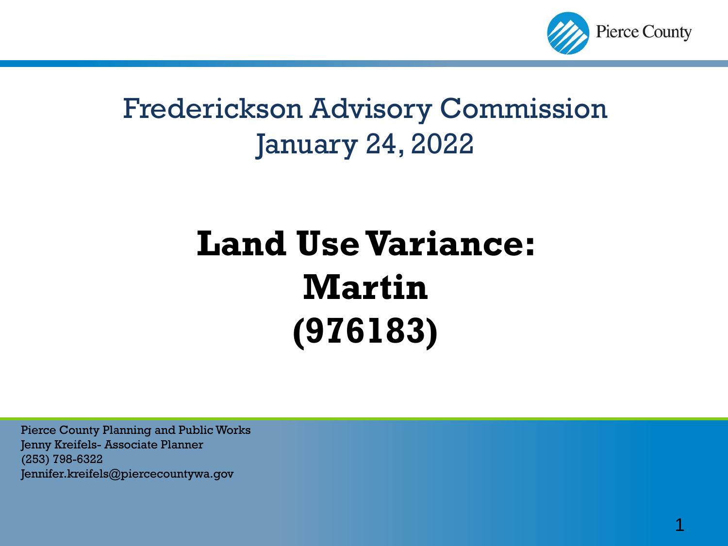Pierce County

# Frederickson Advisory Commission
## January 24, 2022

# Land Use Variance: Martin (976183)

Pierce County Planning and Public Works
Jenny Kreifels- Associate Planner
(253) 798-6322
Jennifer.kreifels@piercecountywa.gov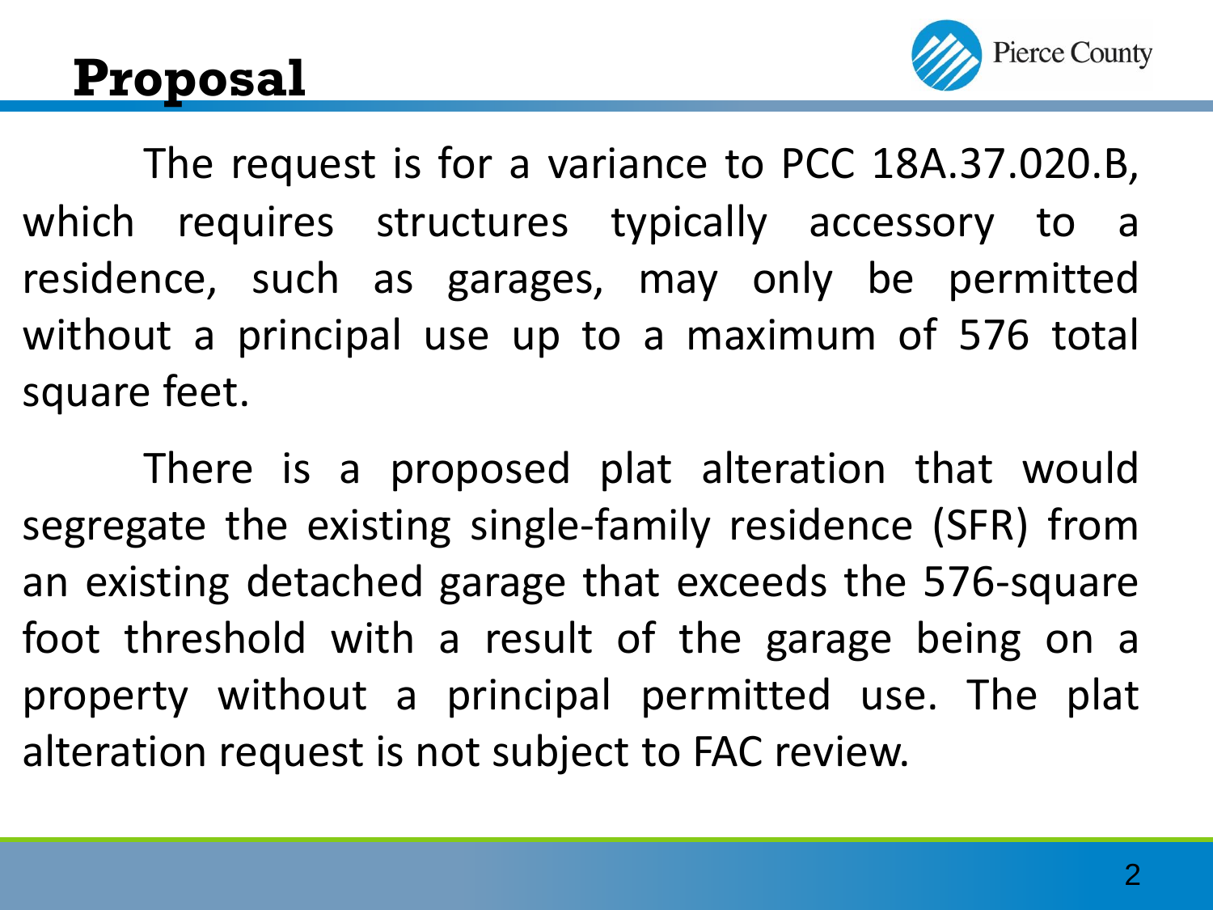# Proposal

The request is for a variance to PCC 18A.37.020.B, which requires structures typically accessory to a residence, such as garages, may only be permitted without a principal use up to a maximum of 576 total square feet.

There is a proposed plat alteration that would segregate the existing single-family residence (SFR) from an existing detached garage that exceeds the 576-square foot threshold with a result of the garage being on a property without a principal permitted use. The plat alteration request is not subject to FAC review.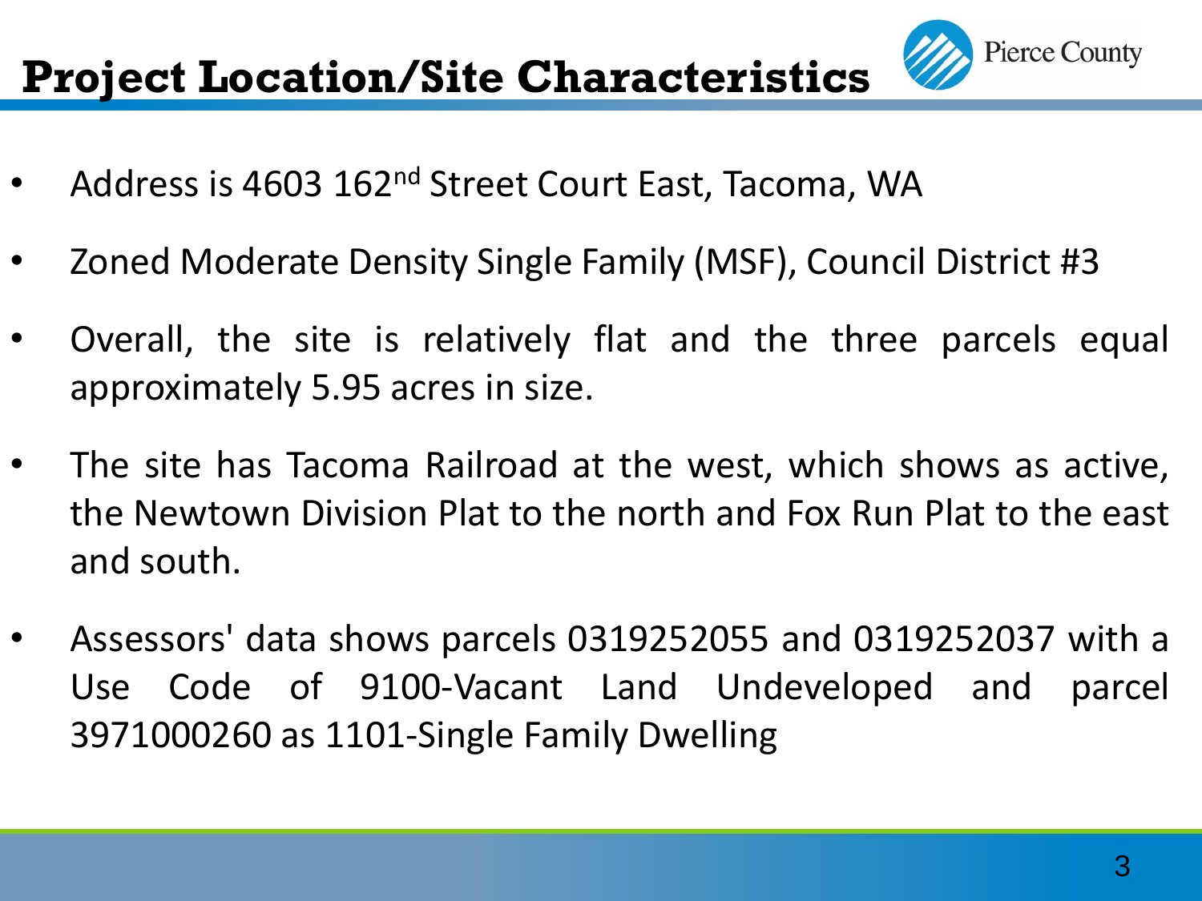# Project Location/Site Characteristics

- Address is 4603 162$^{nd}$ Street Court East, Tacoma, WA
- Zoned Moderate Density Single Family (MSF), Council District #3
- Overall, the site is relatively flat and the three parcels equal approximately 5.95 acres in size.
- The site has Tacoma Railroad at the west, which shows as active, the Newtown Division Plat to the north and Fox Run Plat to the east and south.
- Assessors' data shows parcels 0319252055 and 0319252037 with a Use Code of 9100-Vacant Land Undeveloped and parcel 3971000260 as 1101-Single Family Dwelling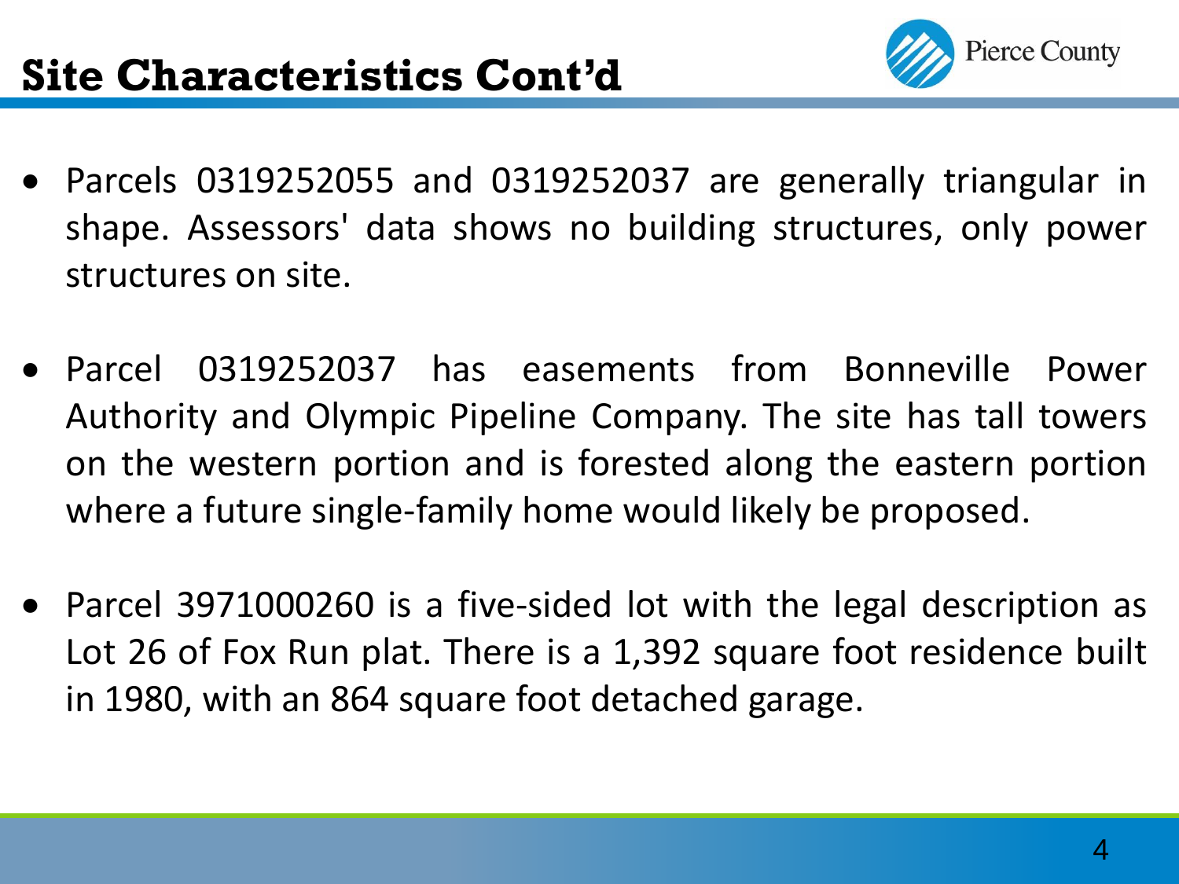# Site Characteristics Cont'd

- Parcels 0319252055 and 0319252037 are generally triangular in shape. Assessors' data shows no building structures, only power structures on site.
- Parcel 0319252037 has easements from Bonneville Power Authority and Olympic Pipeline Company. The site has tall towers on the western portion and is forested along the eastern portion where a future single-family home would likely be proposed.
- Parcel 3971000260 is a five-sided lot with the legal description as Lot 26 of Fox Run plat. There is a 1,392 square foot residence built in 1980, with an 864 square foot detached garage.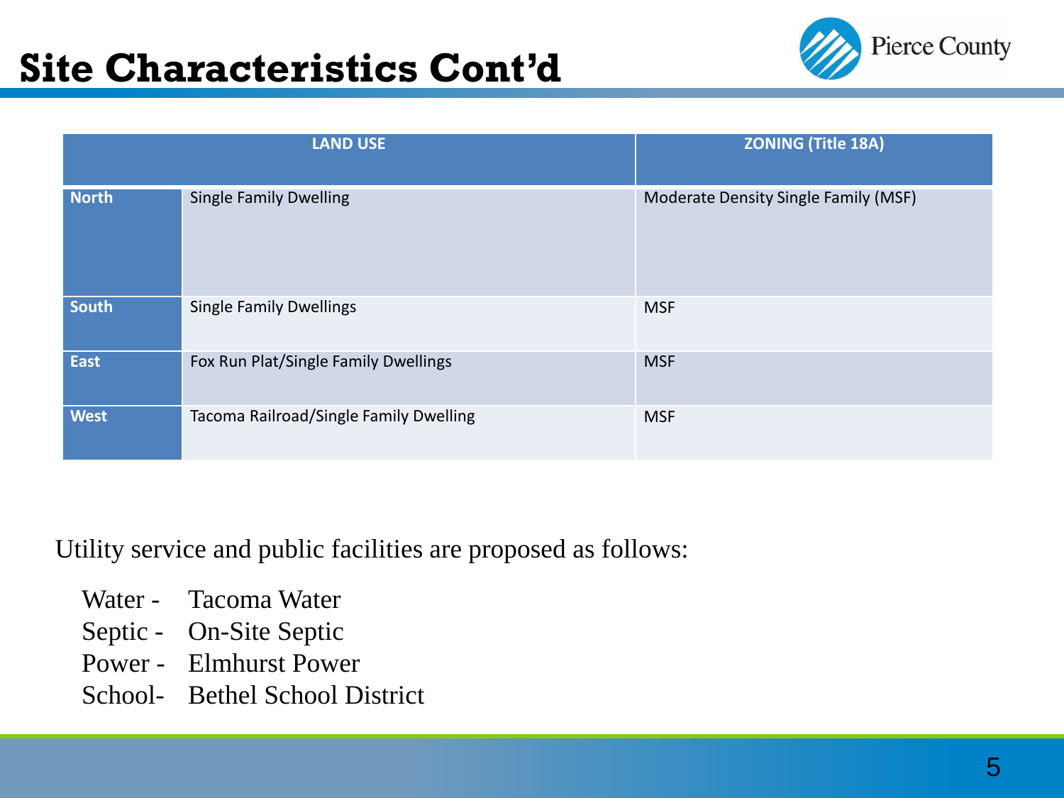# Site Characteristics Cont'd

| LAND USE | | ZONING (Title 18A) |
|---|---|---|
| **North** | Single Family Dwelling | Moderate Density Single Family (MSF) |
| **South** | Single Family Dwellings | MSF |
| **East** | Fox Run Plat/Single Family Dwellings | MSF |
| **West** | Tacoma Railroad/Single Family Dwelling | MSF |

Utility service and public facilities are proposed as follows:

- Water - Tacoma Water
- Septic - On-Site Septic
- Power - Elmhurst Power
- School- Bethel School District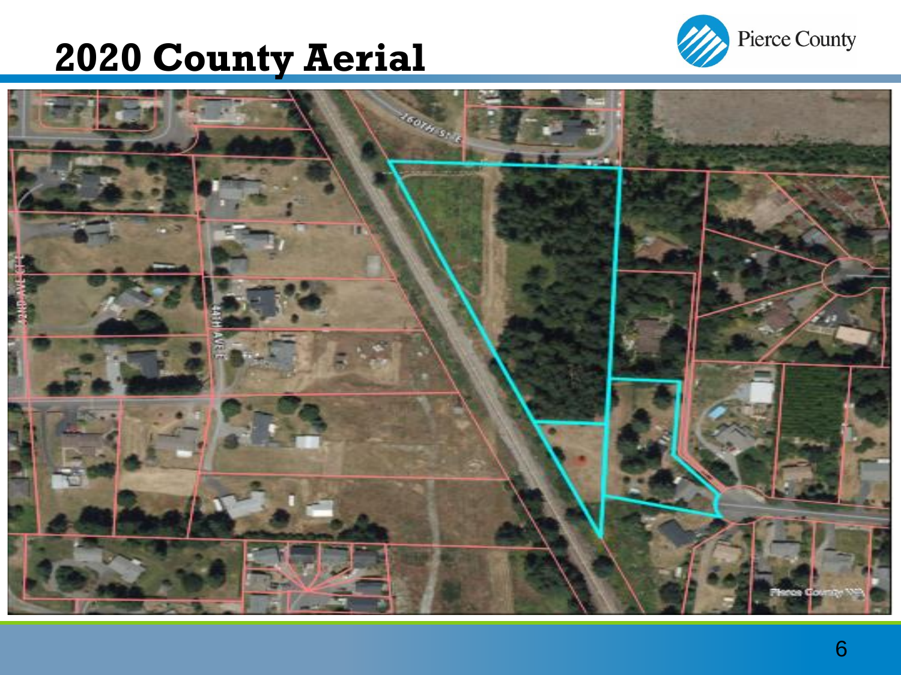# 2020 County Aerial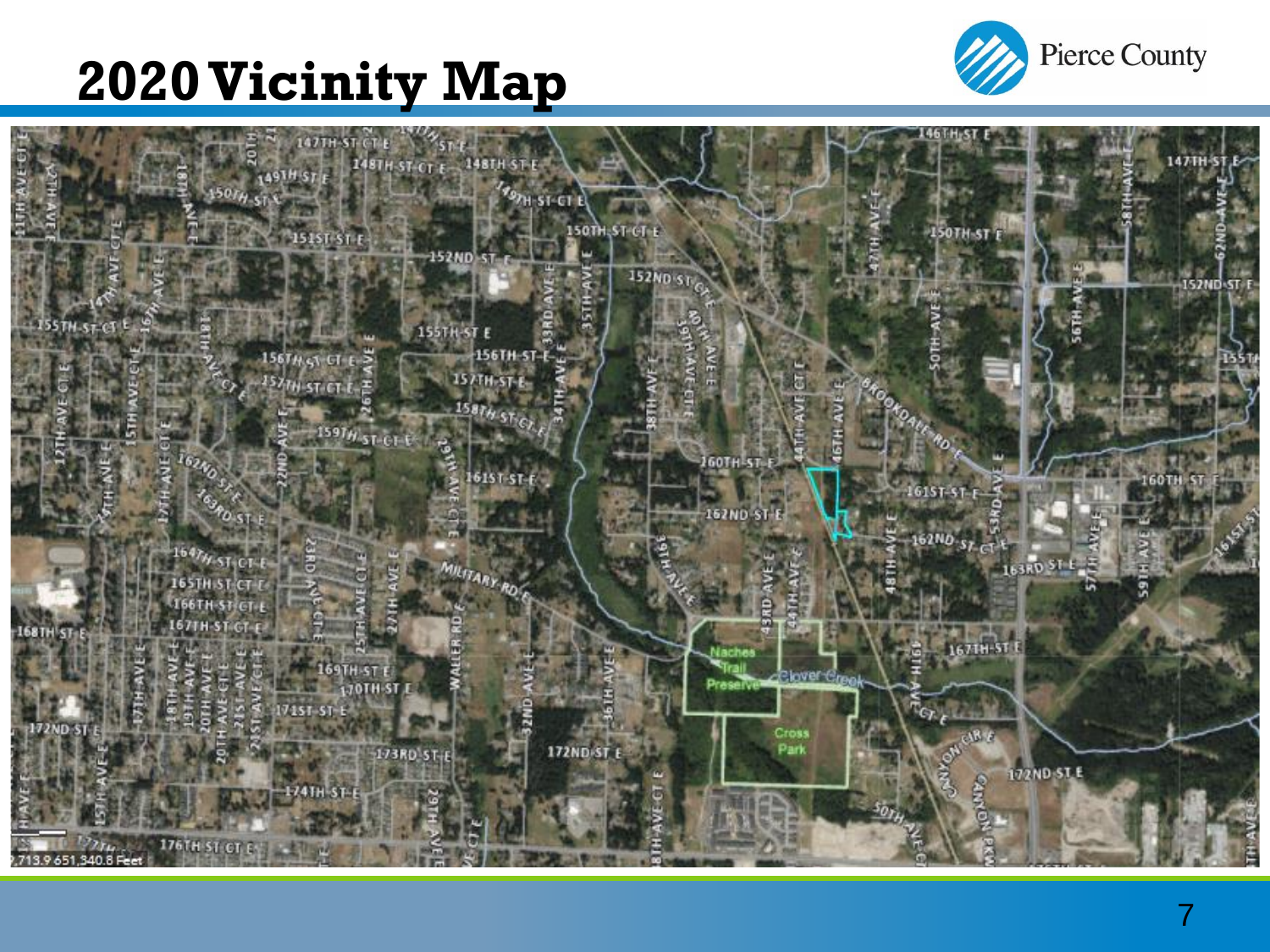# 2020 Vicinity Map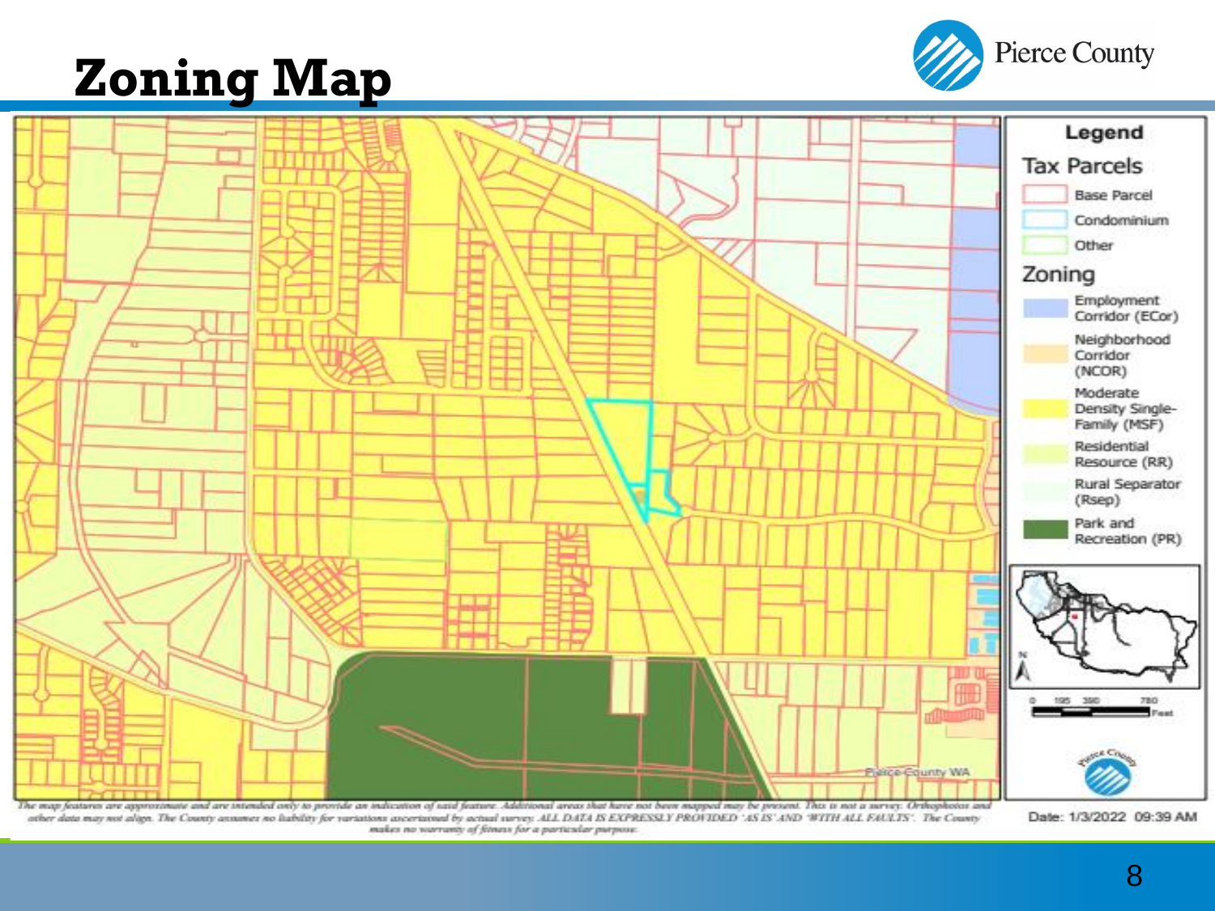# Zoning Map

Pierce County

**Legend**

Tax Parcels

- Base Parcel
- Condominium
- Other

Zoning

- Employment Corridor (ECor)
- Neighborhood Corridor (NCOR)
- Moderate Density Single-Family (MSF)
- Residential Resource (RR)
- Rural Separator (Rsep)
- Park and Recreation (PR)

0 195 390 780 Feet

Pierce County WA

*The map features are approximate and are intended only to provide an indication of said feature. Additional areas that have not been mapped may be present. This is not a survey. Orthophotos and other data may not align. The County assumes no liability for variations ascertained by actual survey. ALL DATA IS EXPRESSLY PROVIDED 'AS IS' AND 'WITH ALL FAULTS'. The County makes no warranty of fitness for a particular purpose.*

Date: 1/3/2022 09:39 AM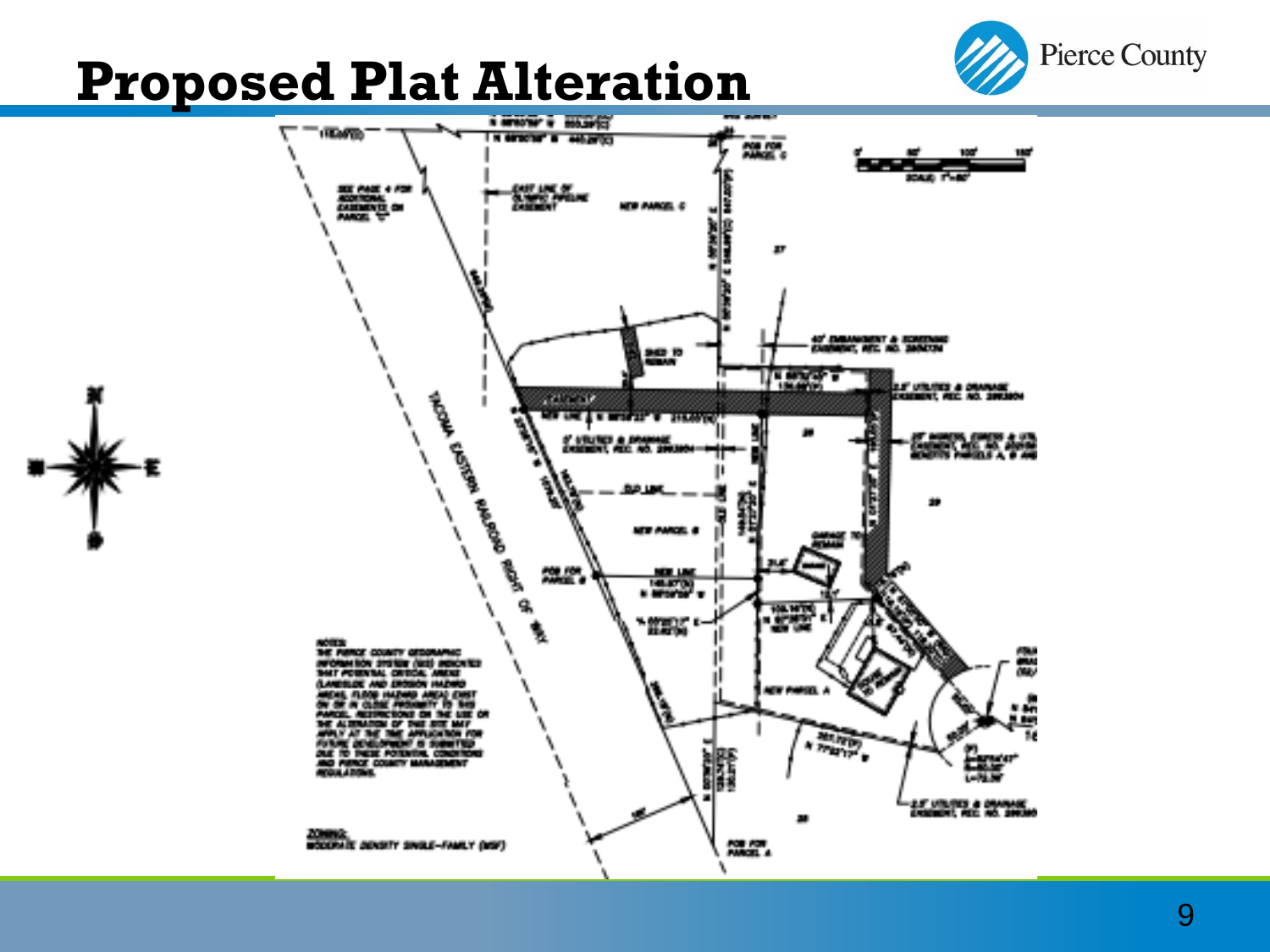# Proposed Plat Alteration

NOTES:
THE PIERCE COUNTY GEOGRAPHIC INFORMATION SYSTEM (GIS) INDICATES THAT POTENTIAL CRITICAL AREAS (LANDSLIDE AND EROSION HAZARD AREAS, FLOOD HAZARD AREA) EXIST ON OR IN CLOSE PROXIMITY TO THIS PARCEL. RESTRICTIONS ON THE USE OR THE ALTERATION OF THIS SITE MAY APPLY AT THE TIME APPLICATION FOR FUTURE DEVELOPMENT IS SUBMITTED DUE TO THESE POTENTIAL CONDITIONS AND PIERCE COUNTY MANAGEMENT REGULATIONS.

ZONING:
MODERATE DENSITY SINGLE-FAMILY (MSF)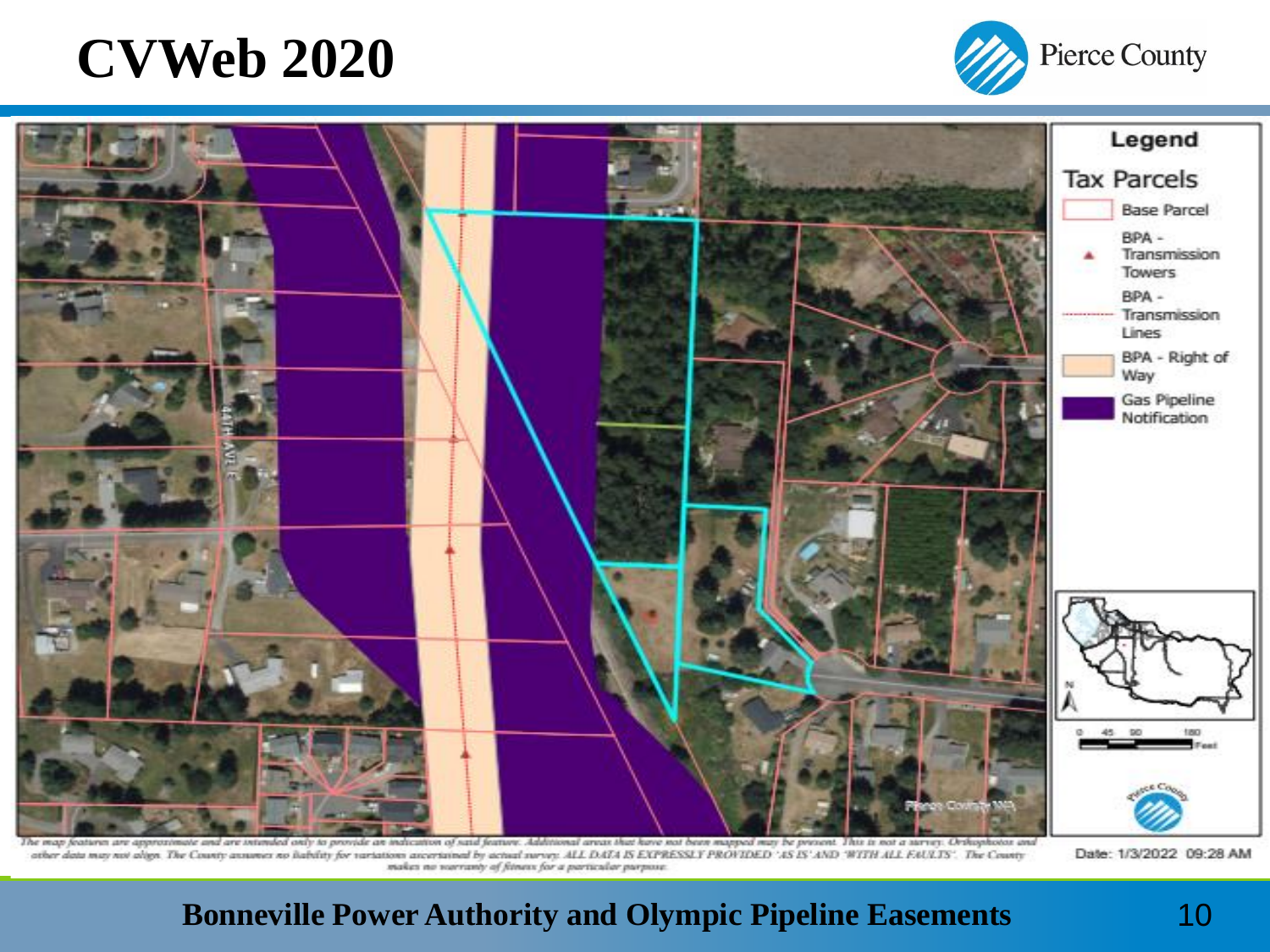# CVWeb 2020

Pierce County

**Legend**

**Tax Parcels**

- Base Parcel
- BPA - Transmission Towers
- BPA - Transmission Lines
- BPA - Right of Way
- Gas Pipeline Notification

44TH AVE E

Pierce County WA

0 45 90 180 Feet

The map features are approximate and are intended only to provide an indication of said feature. Additional areas that have not been mapped may be present. This is not a survey. Orthophotos and other data may not align. The County assumes no liability for variations ascertained by actual survey. ALL DATA IS EXPRESSLY PROVIDED 'AS IS' AND 'WITH ALL FAULTS'. The County makes no warranty of fitness for a particular purpose.

Date: 1/3/2022 09:28 AM

**Bonneville Power Authority and Olympic Pipeline Easements**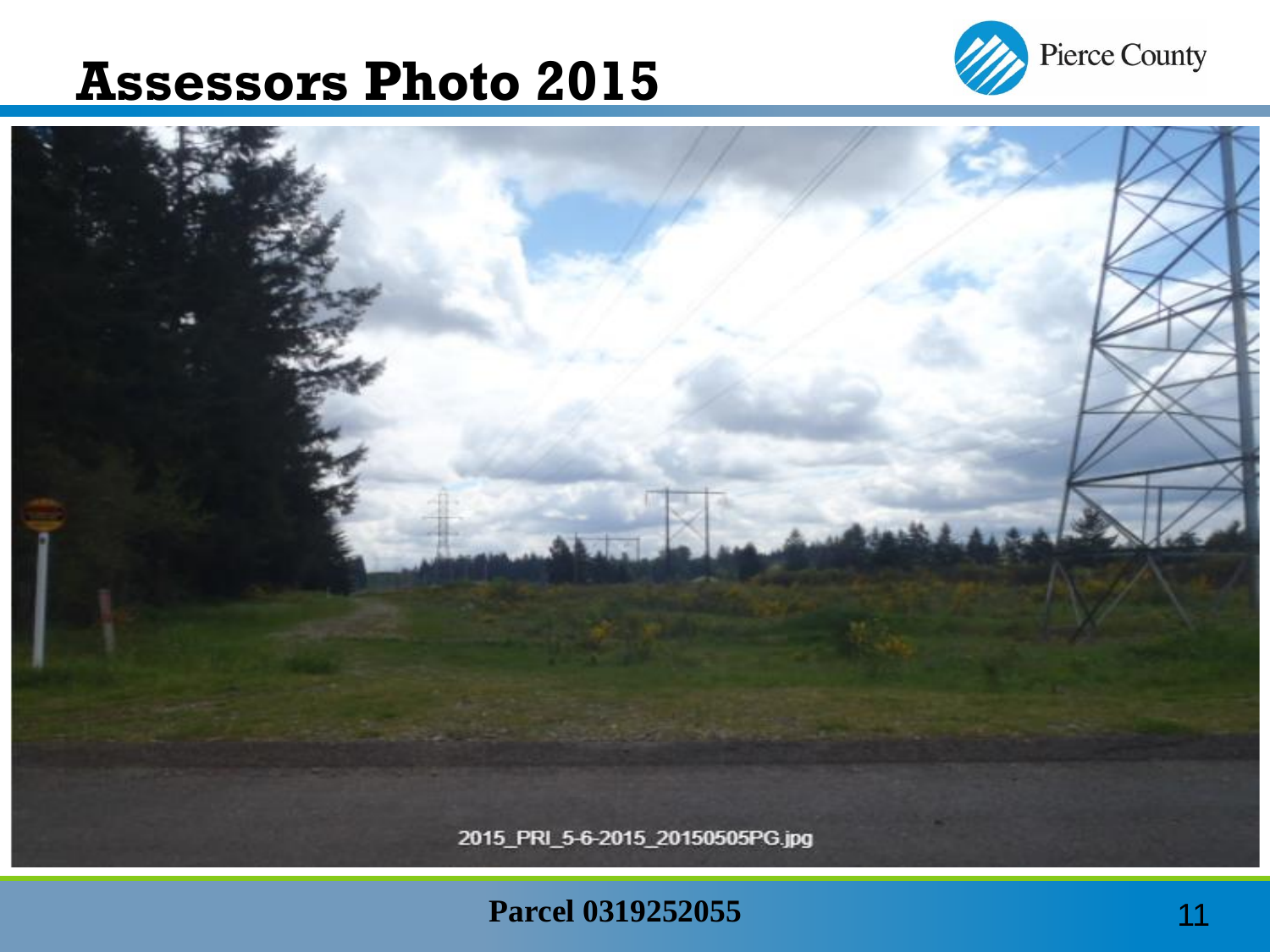# Assessors Photo 2015

Pierce County

2015_PRI_5-6-2015_20150505PG.jpg

**Parcel 0319252055**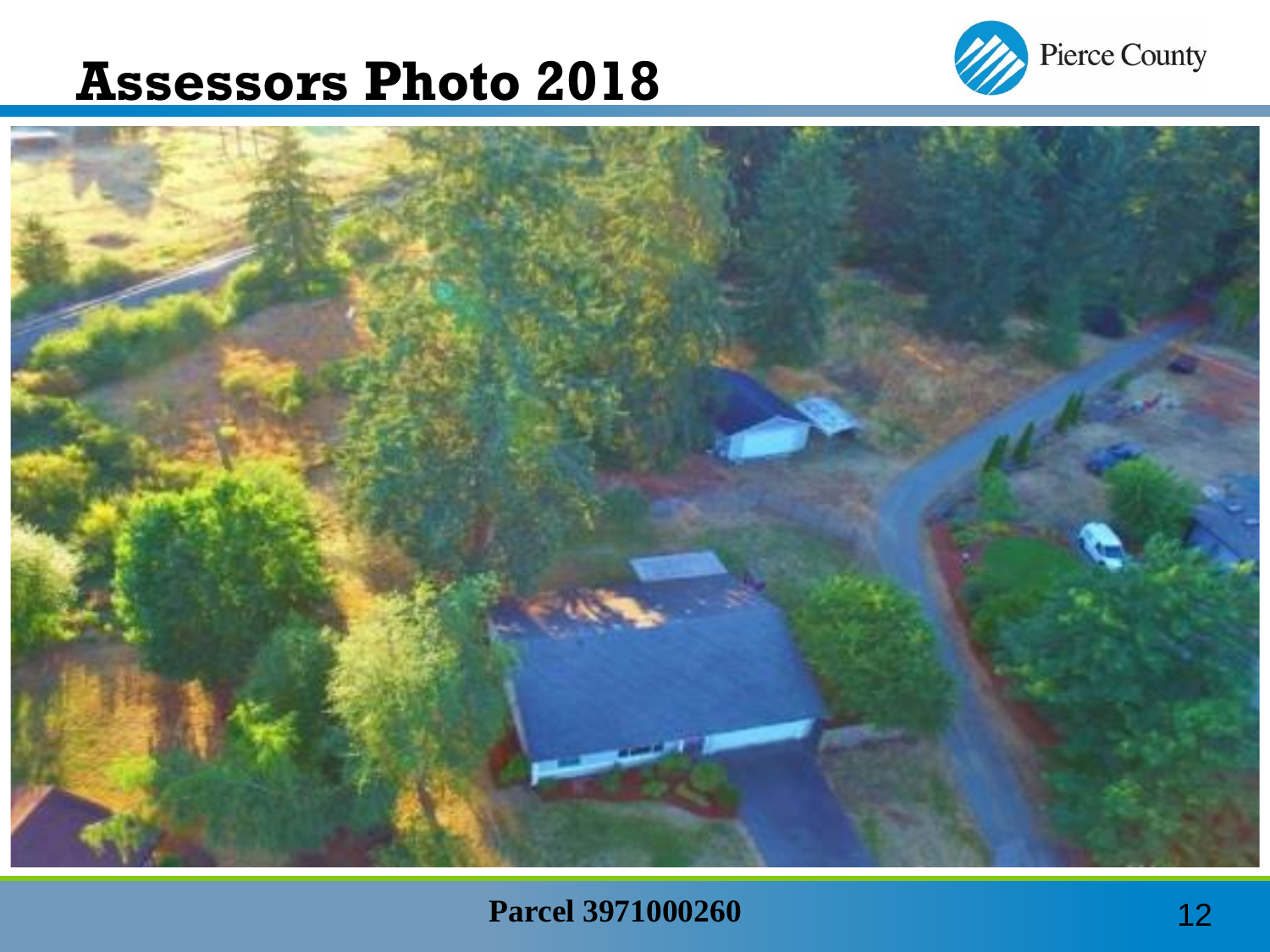# Assessors Photo 2018

**Parcel 3971000260**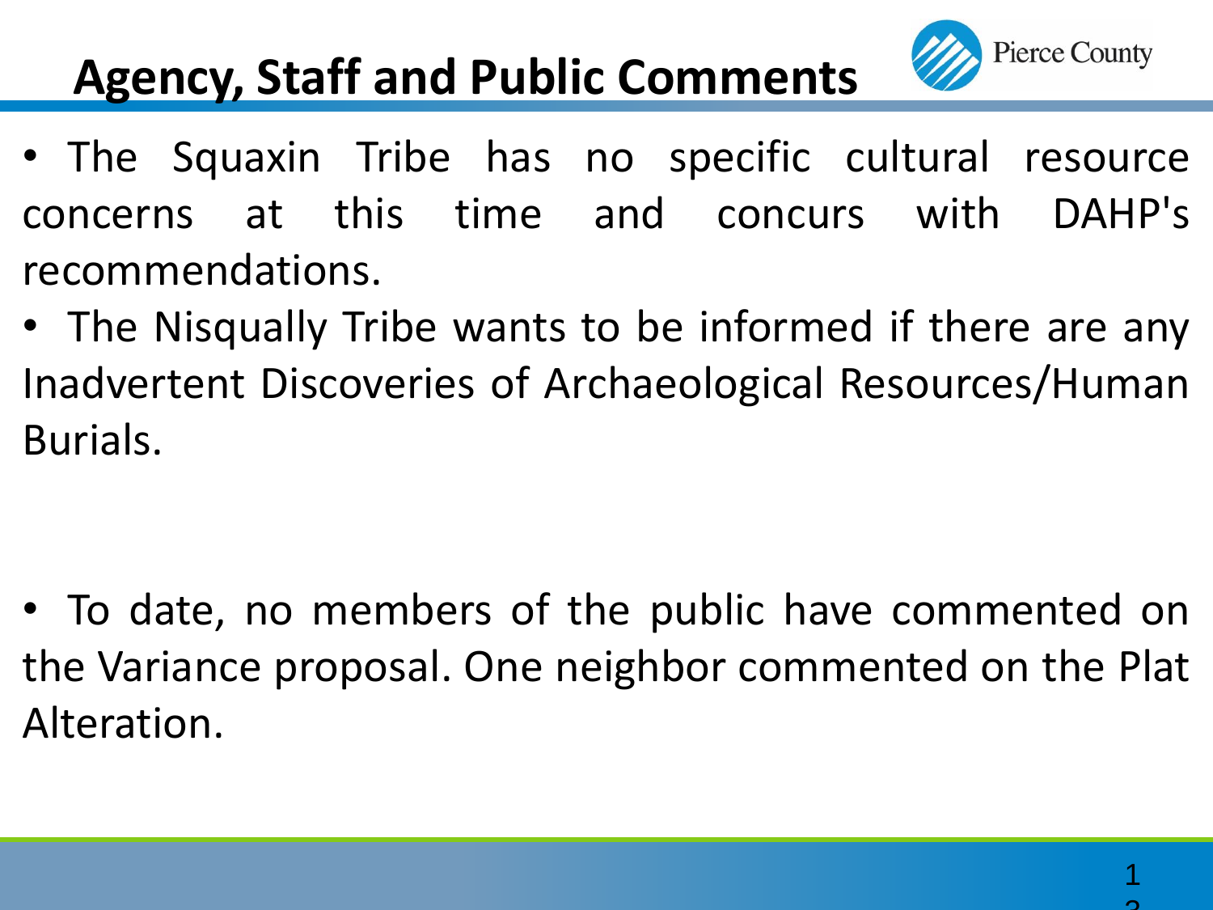# Agency, Staff and Public Comments

- The Squaxin Tribe has no specific cultural resource concerns at this time and concurs with DAHP's recommendations.
- The Nisqually Tribe wants to be informed if there are any Inadvertent Discoveries of Archaeological Resources/Human Burials.
- To date, no members of the public have commented on the Variance proposal. One neighbor commented on the Plat Alteration.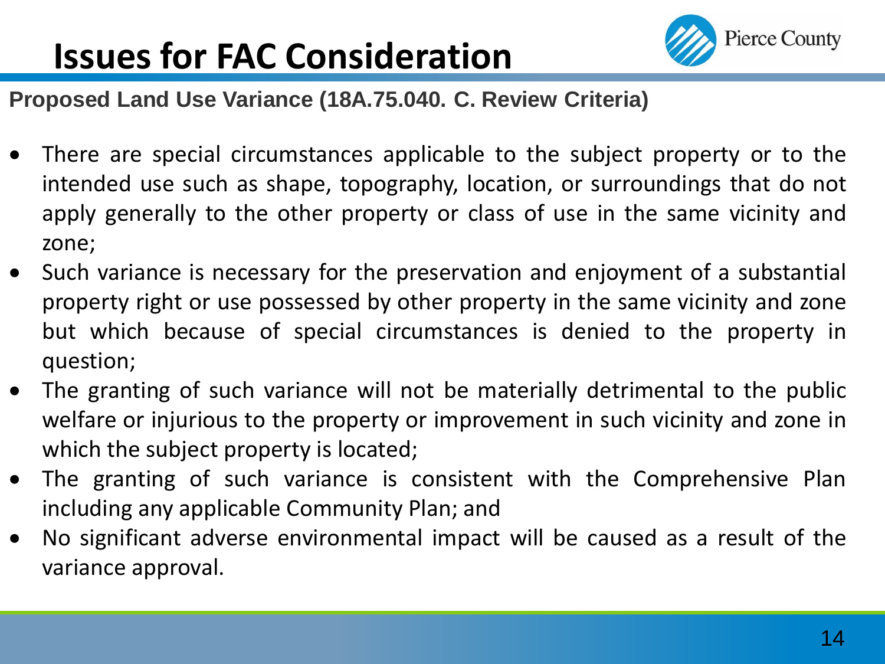# Issues for FAC Consideration

**Proposed Land Use Variance (18A.75.040. C. Review Criteria)**

- There are special circumstances applicable to the subject property or to the intended use such as shape, topography, location, or surroundings that do not apply generally to the other property or class of use in the same vicinity and zone;
- Such variance is necessary for the preservation and enjoyment of a substantial property right or use possessed by other property in the same vicinity and zone but which because of special circumstances is denied to the property in question;
- The granting of such variance will not be materially detrimental to the public welfare or injurious to the property or improvement in such vicinity and zone in which the subject property is located;
- The granting of such variance is consistent with the Comprehensive Plan including any applicable Community Plan; and
- No significant adverse environmental impact will be caused as a result of the variance approval.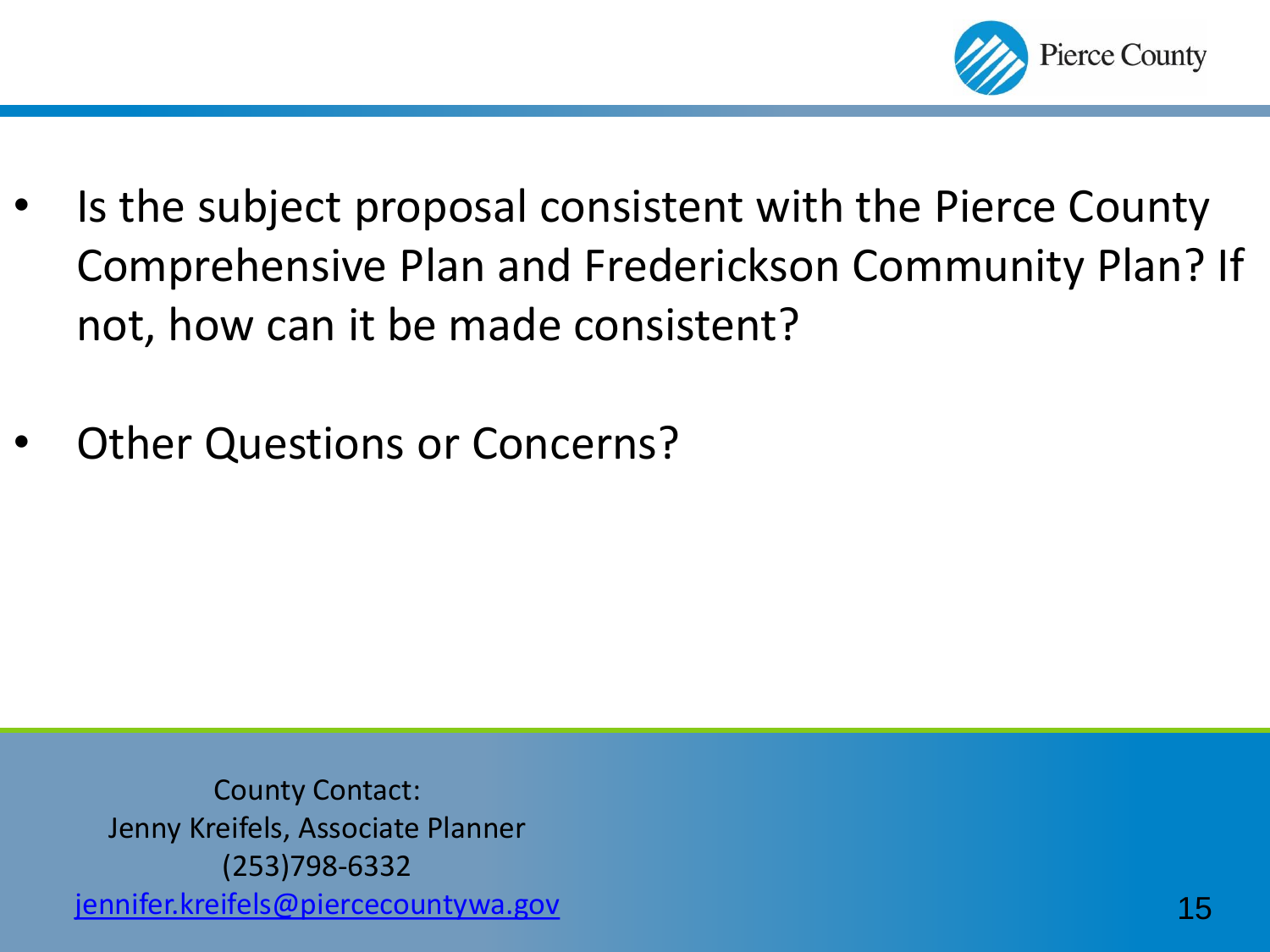- Is the subject proposal consistent with the Pierce County Comprehensive Plan and Frederickson Community Plan? If not, how can it be made consistent?
- Other Questions or Concerns?

County Contact:
Jenny Kreifels, Associate Planner
(253)798-6332
jennifer.kreifels@piercecountywa.gov